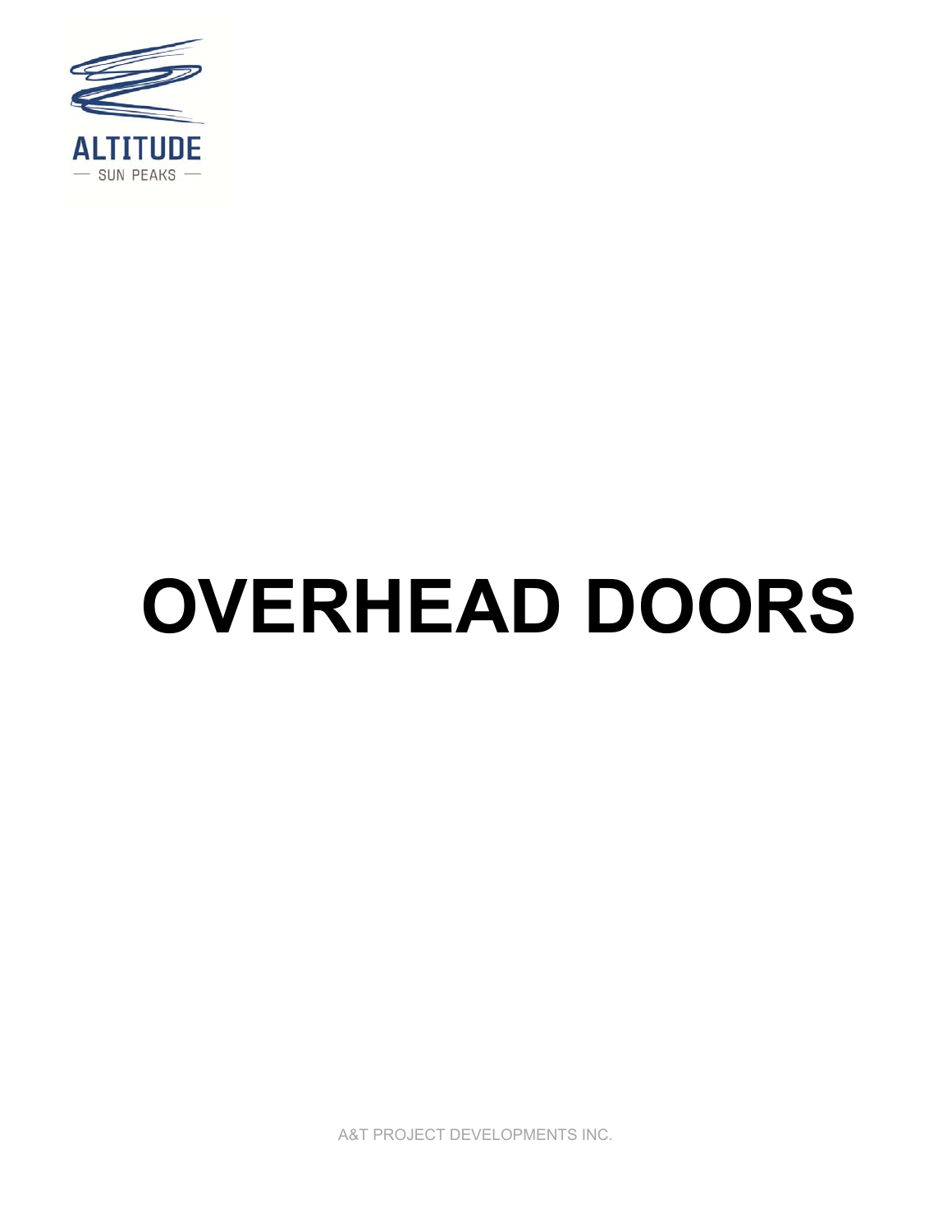ALTITUDE

— SUN PEAKS —

# OVERHEAD DOORS

A&T PROJECT DEVELOPMENTS INC.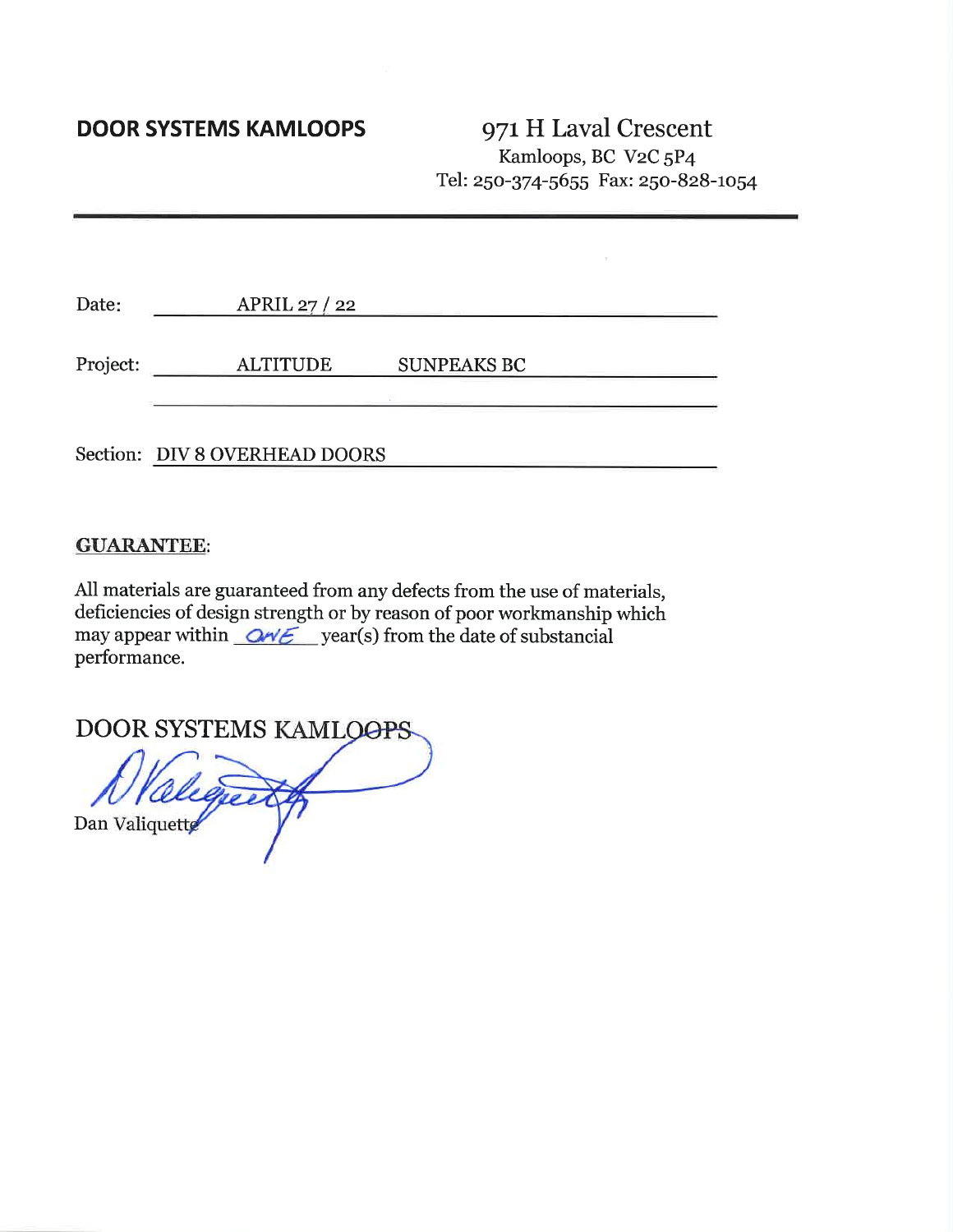**DOOR SYSTEMS KAMLOOPS**

971 H Laval Crescent
Kamloops, BC V2C 5P4
Tel: 250-374-5655 Fax: 250-828-1054

---

Date: APRIL 27 / 22

Project: ALTITUDE SUNPEAKS BC

Section: DIV 8 OVERHEAD DOORS

**GUARANTEE**:

All materials are guaranteed from any defects from the use of materials, deficiencies of design strength or by reason of poor workmanship which may appear within ONE year(s) from the date of substancial performance.

DOOR SYSTEMS KAMLOOPS

Dan Valiquette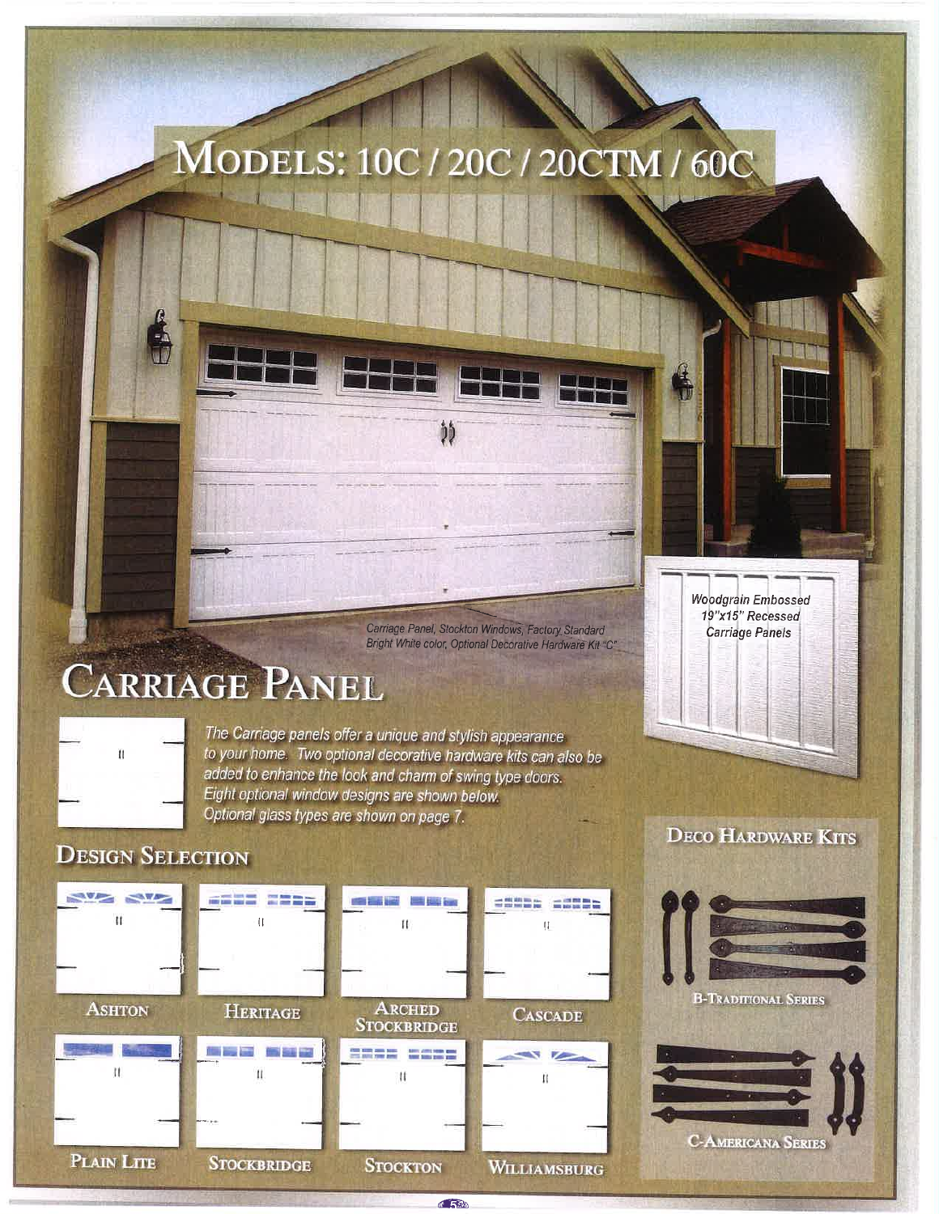# MODELS: 10C / 20C / 20CTM / 60C

Carriage Panel, Stockton Windows, Factory Standard Bright White color, Optional Decorative Hardware Kit "C"

Woodgrain Embossed 19"x15" Recessed Carriage Panels

# CARRIAGE PANEL

*The Carriage panels offer a unique and stylish appearance to your home. Two optional decorative hardware kits can also be added to enhance the look and charm of swing type doors. Eight optional window designs are shown below. Optional glass types are shown on page 7.*

## DESIGN SELECTION

- ASHTON
- HERITAGE
- ARCHED STOCKBRIDGE
- CASCADE
- PLAIN LITE
- STOCKBRIDGE
- STOCKTON
- WILLIAMSBURG

## DECO HARDWARE KITS

- B-TRADITIONAL SERIES
- C-AMERICANA SERIES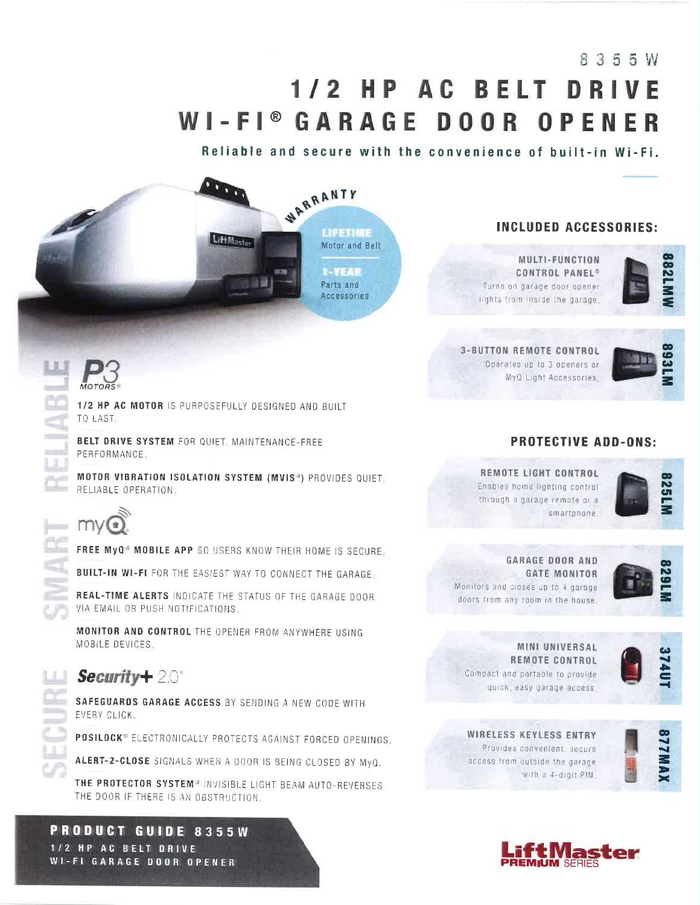8355W

# 1/2 HP AC BELT DRIVE WI-FI® GARAGE DOOR OPENER

**Reliable and secure with the convenience of built-in Wi-Fi.**

WARRANTY

**LIFETIME** Motor and Belt

**1-YEAR** Parts and Accessories

## RELIABLE

P3 MOTORS®

**1/2 HP AC MOTOR** IS PURPOSEFULLY DESIGNED AND BUILT TO LAST.

**BELT DRIVE SYSTEM** FOR QUIET, MAINTENANCE-FREE PERFORMANCE.

**MOTOR VIBRATION ISOLATION SYSTEM (MVIS®)** PROVIDES QUIET, RELIABLE OPERATION.

## SMART

myQ

**FREE MyQ® MOBILE APP** SO USERS KNOW THEIR HOME IS SECURE.

**BUILT-IN WI-FI** FOR THE EASIEST WAY TO CONNECT THE GARAGE.

**REAL-TIME ALERTS** INDICATE THE STATUS OF THE GARAGE DOOR VIA EMAIL OR PUSH NOTIFICATIONS.

**MONITOR AND CONTROL** THE OPENER FROM ANYWHERE USING MOBILE DEVICES.

## SECURE

Security+ 2.0®

**SAFEGUARDS GARAGE ACCESS** BY SENDING A NEW CODE WITH EVERY CLICK.

**POSILOCK®** ELECTRONICALLY PROTECTS AGAINST FORCED OPENINGS.

**ALERT-2-CLOSE** SIGNALS WHEN A DOOR IS BEING CLOSED BY MyQ.

**THE PROTECTOR SYSTEM®** INVISIBLE LIGHT BEAM AUTO-REVERSES THE DOOR IF THERE IS AN OBSTRUCTION.

## INCLUDED ACCESSORIES:

**MULTI-FUNCTION CONTROL PANEL®** — **882LMW**
Turns on garage door opener lights from inside the garage.

**3-BUTTON REMOTE CONTROL** — **893LM**
Operates up to 3 openers or MyQ Light Accessories.

## PROTECTIVE ADD-ONS:

**REMOTE LIGHT CONTROL** — **825LM**
Enables home lighting control through a garage remote or a smartphone.

**GARAGE DOOR AND GATE MONITOR** — **829LM**
Monitors and closes up to 4 garage doors from any room in the house.

**MINI UNIVERSAL REMOTE CONTROL** — **374UT**
Compact and portable to provide quick, easy garage access.

**WIRELESS KEYLESS ENTRY** — **877MAX**
Provides convenient, secure access from outside the garage with a 4-digit PIN.

**PRODUCT GUIDE 8355W**
**1/2 HP AC BELT DRIVE WI-FI GARAGE DOOR OPENER**

LiftMaster PREMIUM SERIES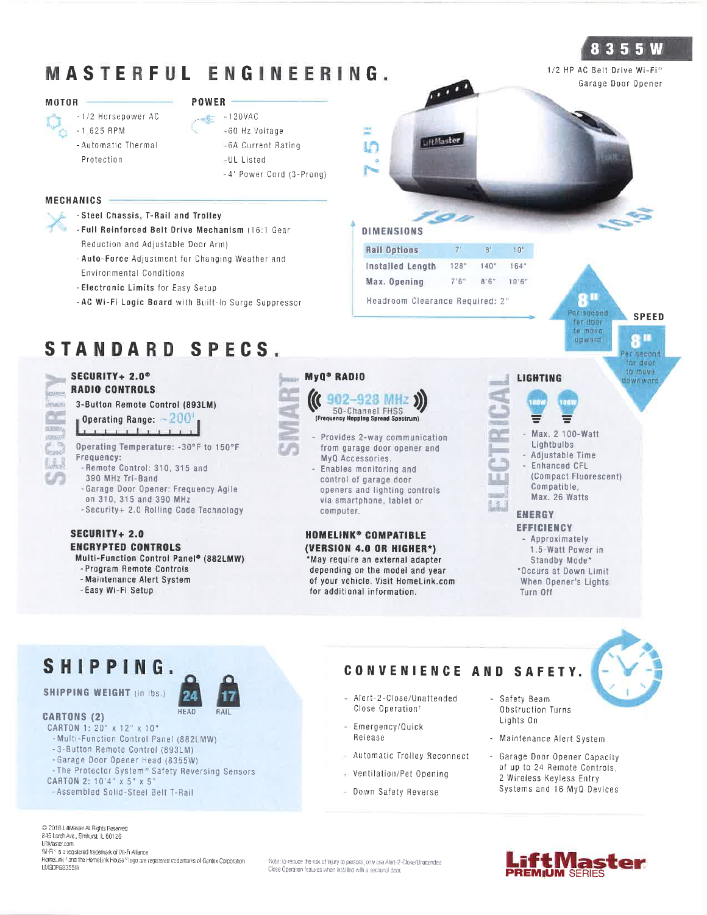**8355W**

1/2 HP AC Belt Drive Wi-Fi® Garage Door Opener

# MASTERFUL ENGINEERING.

### MOTOR

- 1/2 Horsepower AC
- 1,625 RPM
- Automatic Thermal Protection

### POWER

- 120VAC
- 60 Hz Voltage
- 6A Current Rating
- UL Listed
- 4' Power Cord (3-Prong)

### MECHANICS

- Steel Chassis, T-Rail and Trolley
- **Full Reinforced Belt Drive Mechanism** (16:1 Gear Reduction and Adjustable Door Arm)
- **Auto-Force** Adjustment for Changing Weather and Environmental Conditions
- **Electronic Limits** for Easy Setup
- **AC Wi-Fi Logic Board** with Built-In Surge Suppressor

7.5" 19" 10.5"

### DIMENSIONS

| Rail Options | 7' | 8' | 10' |
|---|---|---|---|
| Installed Length | 128" | 140" | 164" |
| Max. Opening | 7'6" | 8'6" | 10'6" |

Headroom Clearance Required: 2"

### SPEED

8" Per second for door to move upward

8" Per second for door to move downward

# STANDARD SPECS.

## SECURITY

### SECURITY+ 2.0® RADIO CONTROLS

3-Button Remote Control (893LM)

Operating Range: ~200'

Operating Temperature: -30°F to 150°F

Frequency:

- Remote Control: 310, 315 and 390 MHz Tri-Band
- Garage Door Opener: Frequency Agile on 310, 315 and 390 MHz
- Security+ 2.0 Rolling Code Technology

### SECURITY+ 2.0 ENCRYPTED CONTROLS

Multi-Function Control Panel® (882LMW)

- Program Remote Controls
- Maintenance Alert System
- Easy Wi-Fi Setup

## SMART

### MyQ® RADIO

902-928 MHz

50-Channel FHSS (Frequency Hopping Spread Spectrum)

- Provides 2-way communication from garage door opener and MyQ Accessories.
- Enables monitoring and control of garage door openers and lighting controls via smartphone, tablet or computer.

### HOMELINK® COMPATIBLE (VERSION 4.0 OR HIGHER*)

*May require an external adapter depending on the model and year of your vehicle. Visit HomeLink.com for additional information.

## ELECTRICAL

### LIGHTING

100W 100W

- Max. 2 100-Watt Lightbulbs
- Adjustable Time
- Enhanced CFL (Compact Fluorescent) Compatible, Max. 26 Watts

### ENERGY EFFICIENCY

- Approximately 1.5-Watt Power in Standby Mode*

*Occurs at Down Limit When Opener's Lights Turn Off

# SHIPPING.

**SHIPPING WEIGHT** (in lbs.)

| HEAD | RAIL |
|---|---|
| 24 | 17 |

### CARTONS (2)

CARTON 1: 20" x 12" x 10"

- Multi-Function Control Panel (882LMW)
- 3-Button Remote Control (893LM)
- Garage Door Opener Head (8355W)
- The Protector System™ Safety Reversing Sensors

CARTON 2: 10'4" x 5" x 5"

- Assembled Solid-Steel Belt T-Rail

# CONVENIENCE AND SAFETY.

- Alert-2-Close/Unattended Close Operation†
- Emergency/Quick Release
- Automatic Trolley Reconnect
- Ventilation/Pet Opening
- Down Safety Reverse
- Safety Beam Obstruction Turns Lights On
- Maintenance Alert System
- Garage Door Opener Capacity of up to 24 Remote Controls, 2 Wireless Keyless Entry Systems and 16 MyQ Devices

© 2016 LiftMaster All Rights Reserved
845 Larch Ave., Elmhurst, IL 60126
LiftMaster.com
Wi-Fi® is a registered trademark of Wi-Fi Alliance
HomeLink® and the HomeLink House® logo are registered trademarks of Gentex Corporation
LMGDPG8355W

†Note: to reduce the risk of injury to persons, only use Alert-2-Close/Unattended Close Operation features when installed with a sectional door.

LiftMaster PREMIUM SERIES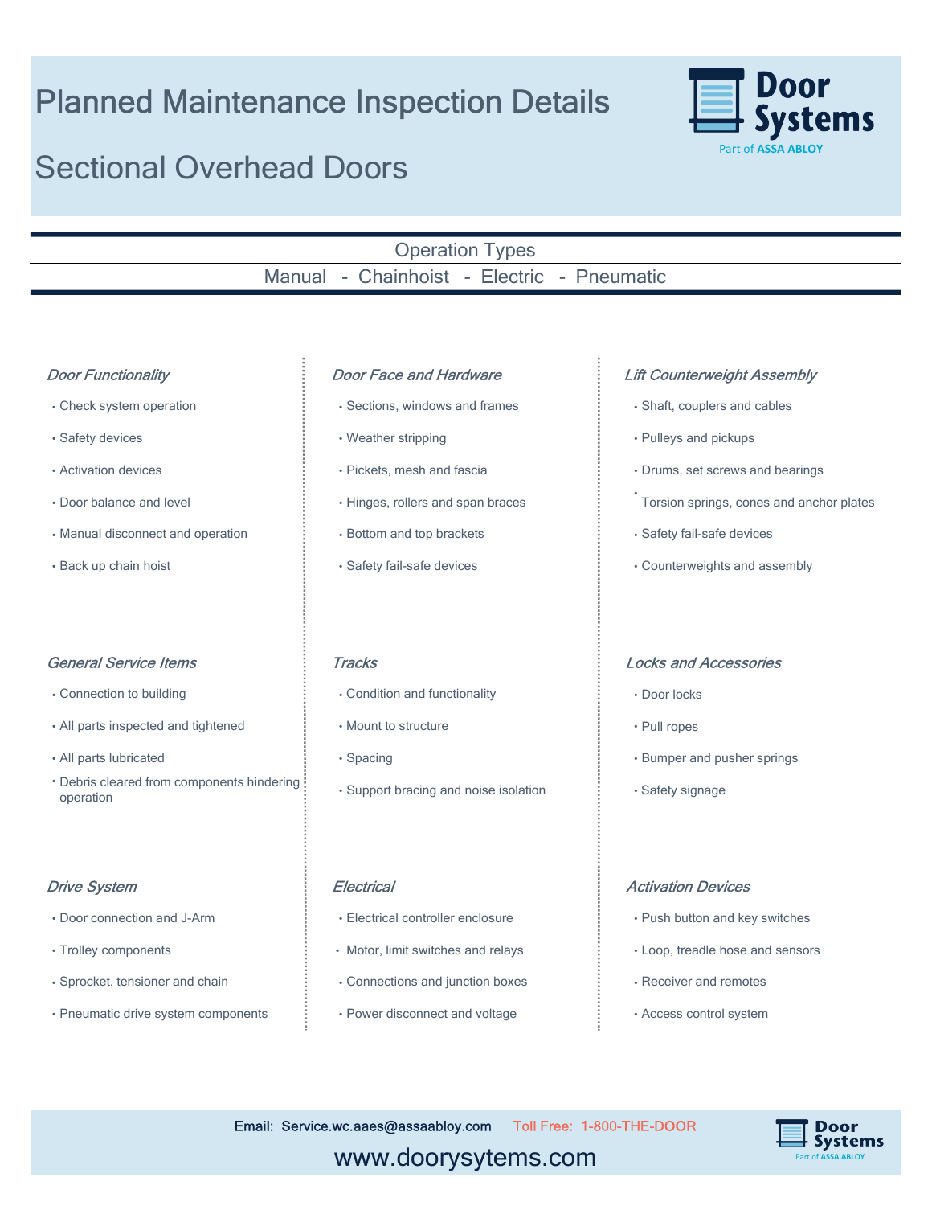# Planned Maintenance Inspection Details

# Sectional Overhead Doors

Door Systems
Part of ASSA ABLOY

## Operation Types

Manual - Chainhoist - Electric - Pneumatic

### *Door Functionality*

- Check system operation
- Safety devices
- Activation devices
- Door balance and level
- Manual disconnect and operation
- Back up chain hoist

### *Door Face and Hardware*

- Sections, windows and frames
- Weather stripping
- Pickets, mesh and fascia
- Hinges, rollers and span braces
- Bottom and top brackets
- Safety fail-safe devices

### *Lift Counterweight Assembly*

- Shaft, couplers and cables
- Pulleys and pickups
- Drums, set screws and bearings
- Torsion springs, cones and anchor plates
- Safety fail-safe devices
- Counterweights and assembly

### *General Service Items*

- Connection to building
- All parts inspected and tightened
- All parts lubricated
- Debris cleared from components hindering operation

### *Tracks*

- Condition and functionality
- Mount to structure
- Spacing
- Support bracing and noise isolation

### *Locks and Accessories*

- Door locks
- Pull ropes
- Bumper and pusher springs
- Safety signage

### *Drive System*

- Door connection and J-Arm
- Trolley components
- Sprocket, tensioner and chain
- Pneumatic drive system components

### *Electrical*

- Electrical controller enclosure
- Motor, limit switches and relays
- Connections and junction boxes
- Power disconnect and voltage

### *Activation Devices*

- Push button and key switches
- Loop, treadle hose and sensors
- Receiver and remotes
- Access control system

Email: Service.wc.aaes@assaabloy.com Toll Free: 1-800-THE-DOOR

www.doorysytems.com

Door Systems
Part of ASSA ABLOY